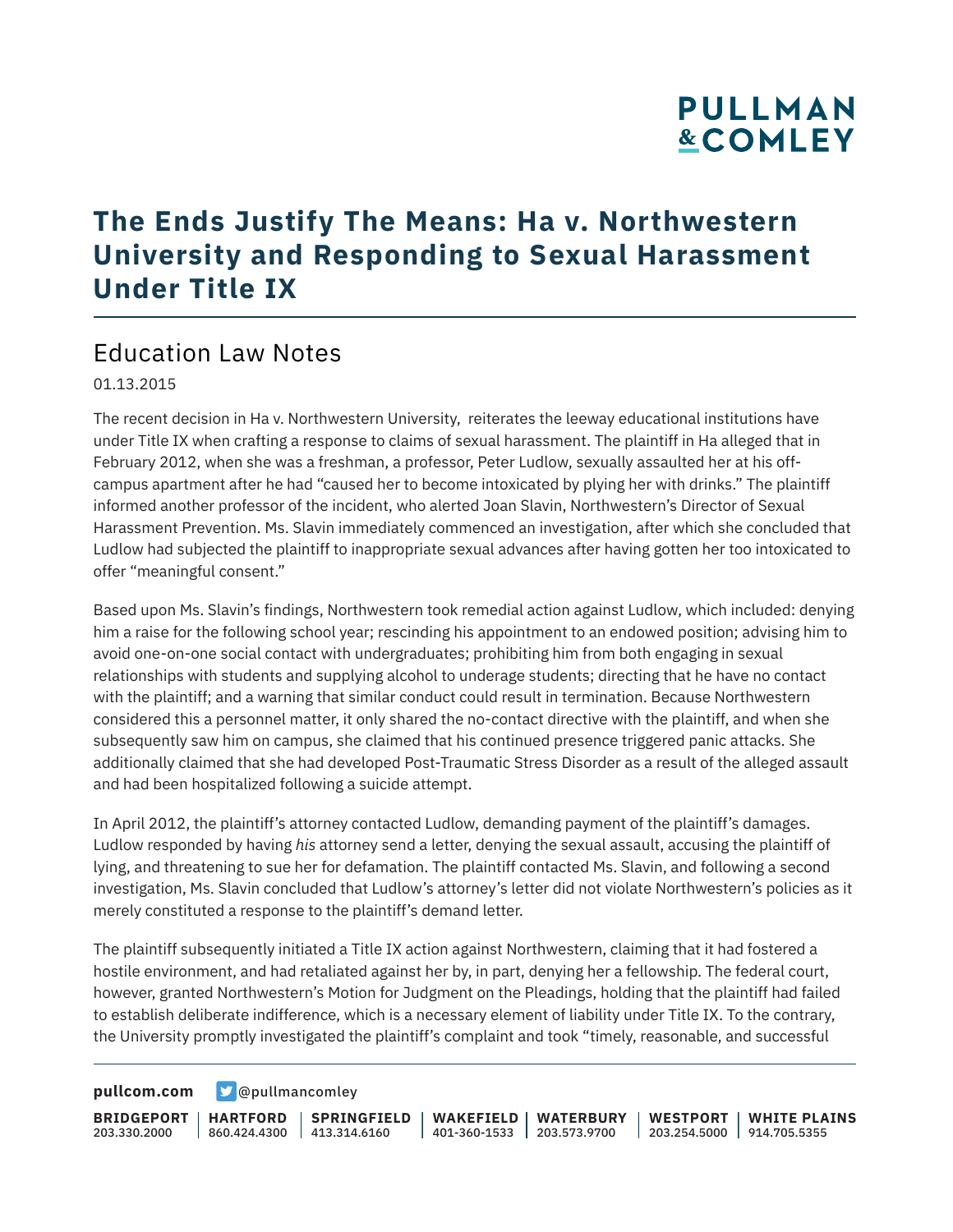# The Ends Justify The Means: Ha v. Northwestern University and Responding to Sexual Harassment Under Title IX

## Education Law Notes

01.13.2015

The recent decision in Ha v. Northwestern University, reiterates the leeway educational institutions have under Title IX when crafting a response to claims of sexual harassment. The plaintiff in Ha alleged that in February 2012, when she was a freshman, a professor, Peter Ludlow, sexually assaulted her at his off-campus apartment after he had "caused her to become intoxicated by plying her with drinks." The plaintiff informed another professor of the incident, who alerted Joan Slavin, Northwestern's Director of Sexual Harassment Prevention. Ms. Slavin immediately commenced an investigation, after which she concluded that Ludlow had subjected the plaintiff to inappropriate sexual advances after having gotten her too intoxicated to offer "meaningful consent."

Based upon Ms. Slavin's findings, Northwestern took remedial action against Ludlow, which included: denying him a raise for the following school year; rescinding his appointment to an endowed position; advising him to avoid one-on-one social contact with undergraduates; prohibiting him from both engaging in sexual relationships with students and supplying alcohol to underage students; directing that he have no contact with the plaintiff; and a warning that similar conduct could result in termination. Because Northwestern considered this a personnel matter, it only shared the no-contact directive with the plaintiff, and when she subsequently saw him on campus, she claimed that his continued presence triggered panic attacks. She additionally claimed that she had developed Post-Traumatic Stress Disorder as a result of the alleged assault and had been hospitalized following a suicide attempt.

In April 2012, the plaintiff's attorney contacted Ludlow, demanding payment of the plaintiff's damages. Ludlow responded by having *his* attorney send a letter, denying the sexual assault, accusing the plaintiff of lying, and threatening to sue her for defamation. The plaintiff contacted Ms. Slavin, and following a second investigation, Ms. Slavin concluded that Ludlow's attorney's letter did not violate Northwestern's policies as it merely constituted a response to the plaintiff's demand letter.

The plaintiff subsequently initiated a Title IX action against Northwestern, claiming that it had fostered a hostile environment, and had retaliated against her by, in part, denying her a fellowship. The federal court, however, granted Northwestern's Motion for Judgment on the Pleadings, holding that the plaintiff had failed to establish deliberate indifference, which is a necessary element of liability under Title IX. To the contrary, the University promptly investigated the plaintiff's complaint and took "timely, reasonable, and successful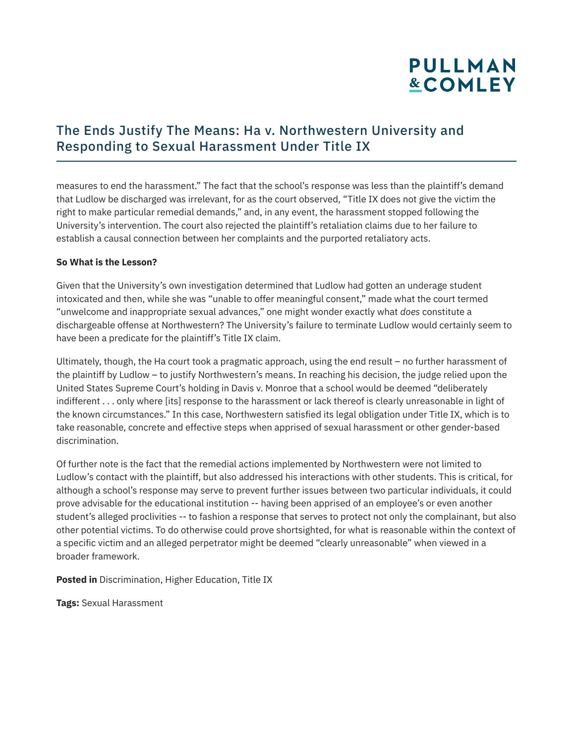measures to end the harassment." The fact that the school's response was less than the plaintiff's demand that Ludlow be discharged was irrelevant, for as the court observed, "Title IX does not give the victim the right to make particular remedial demands," and, in any event, the harassment stopped following the University's intervention. The court also rejected the plaintiff's retaliation claims due to her failure to establish a causal connection between her complaints and the purported retaliatory acts.

**So What is the Lesson?**

Given that the University's own investigation determined that Ludlow had gotten an underage student intoxicated and then, while she was "unable to offer meaningful consent," made what the court termed "unwelcome and inappropriate sexual advances," one might wonder exactly what *does* constitute a dischargeable offense at Northwestern? The University's failure to terminate Ludlow would certainly seem to have been a predicate for the plaintiff's Title IX claim.

Ultimately, though, the Ha court took a pragmatic approach, using the end result – no further harassment of the plaintiff by Ludlow – to justify Northwestern's means. In reaching his decision, the judge relied upon the United States Supreme Court's holding in Davis v. Monroe that a school would be deemed "deliberately indifferent . . . only where [its] response to the harassment or lack thereof is clearly unreasonable in light of the known circumstances." In this case, Northwestern satisfied its legal obligation under Title IX, which is to take reasonable, concrete and effective steps when apprised of sexual harassment or other gender-based discrimination.

Of further note is the fact that the remedial actions implemented by Northwestern were not limited to Ludlow's contact with the plaintiff, but also addressed his interactions with other students. This is critical, for although a school's response may serve to prevent further issues between two particular individuals, it could prove advisable for the educational institution -- having been apprised of an employee's or even another student's alleged proclivities -- to fashion a response that serves to protect not only the complainant, but also other potential victims. To do otherwise could prove shortsighted, for what is reasonable within the context of a specific victim and an alleged perpetrator might be deemed "clearly unreasonable" when viewed in a broader framework.

**Posted in** Discrimination, Higher Education, Title IX

**Tags:** Sexual Harassment